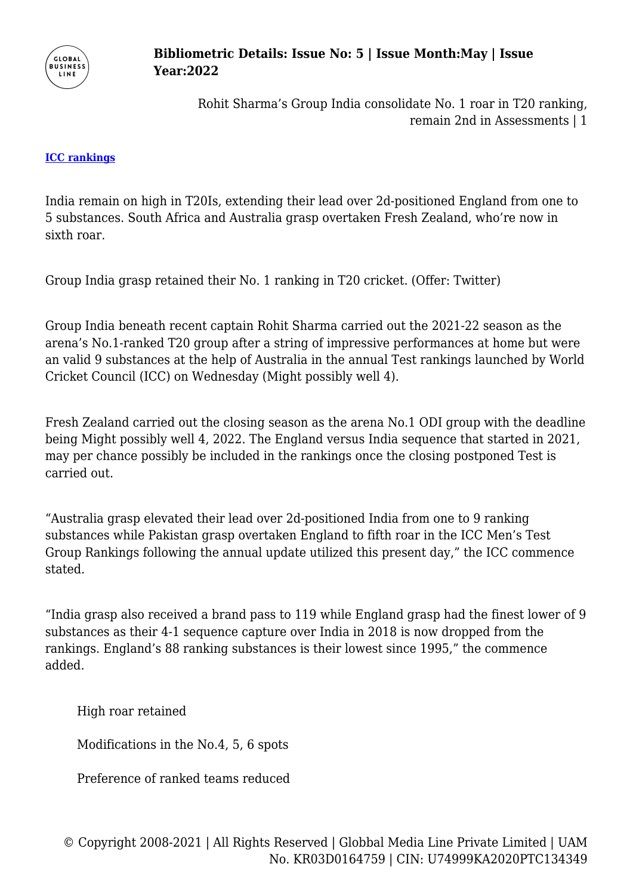[ICC rankings]

India remain on high in T20Is, extending their lead over 2d-positioned England from one to 5 substances. South Africa and Australia grasp overtaken Fresh Zealand, who're now in sixth roar.

Group India grasp retained their No. 1 ranking in T20 cricket. (Offer: Twitter)

Group India beneath recent captain Rohit Sharma carried out the 2021-22 season as the arena's No.1-ranked T20 group after a string of impressive performances at home but were an valid 9 substances at the help of Australia in the annual Test rankings launched by World Cricket Council (ICC) on Wednesday (Might possibly well 4).

Fresh Zealand carried out the closing season as the arena No.1 ODI group with the deadline being Might possibly well 4, 2022. The England versus India sequence that started in 2021, may per chance possibly be included in the rankings once the closing postponed Test is carried out.

"Australia grasp elevated their lead over 2d-positioned India from one to 9 ranking substances while Pakistan grasp overtaken England to fifth roar in the ICC Men's Test Group Rankings following the annual update utilized this present day," the ICC commence stated.

"India grasp also received a brand pass to 119 while England grasp had the finest lower of 9 substances as their 4-1 sequence capture over India in 2018 is now dropped from the rankings. England's 88 ranking substances is their lowest since 1995," the commence added.

High roar retained

Modifications in the No.4, 5, 6 spots

Preference of ranked teams reduced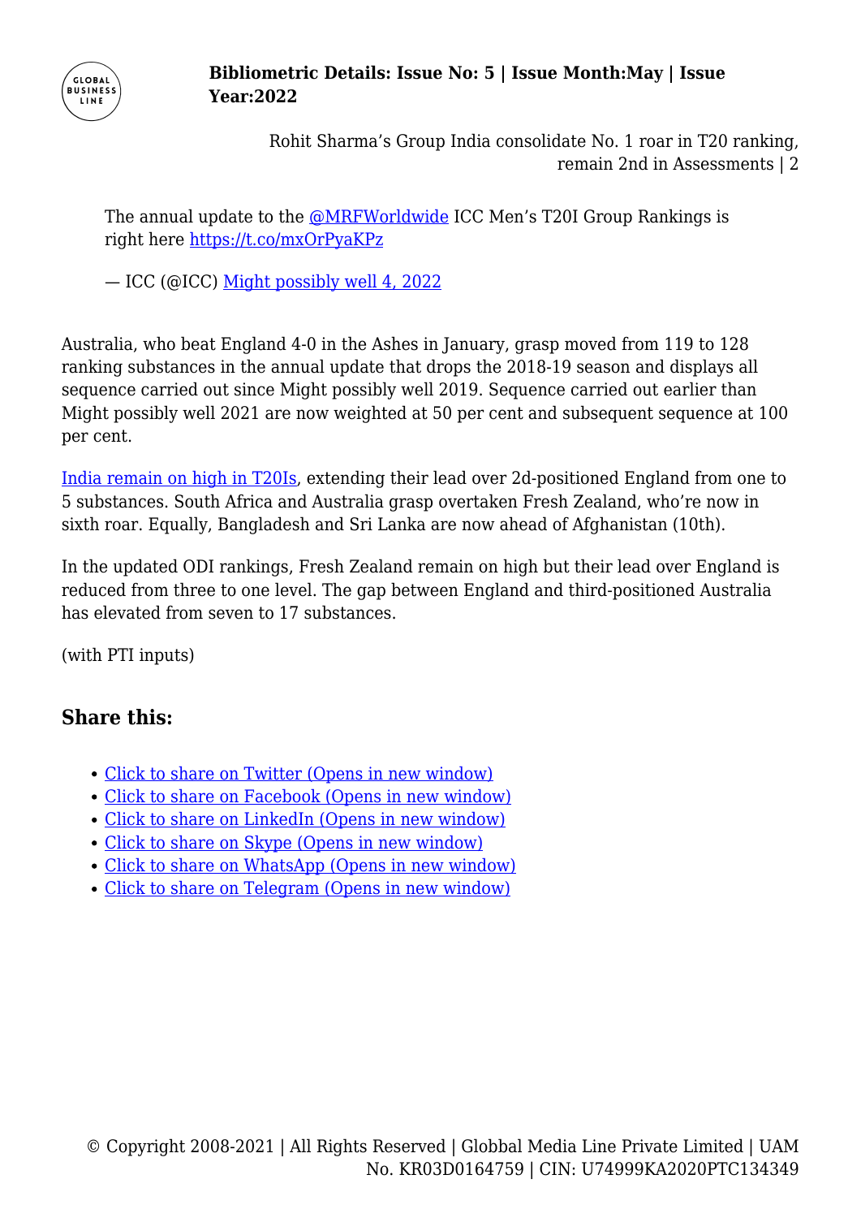> The annual update to the @MRFWorldwide ICC Men's T20I Group Rankings is right here https://t.co/mxOrPyaKPz
>
> — ICC (@ICC) Might possibly well 4, 2022

Australia, who beat England 4-0 in the Ashes in January, grasp moved from 119 to 128 ranking substances in the annual update that drops the 2018-19 season and displays all sequence carried out since Might possibly well 2019. Sequence carried out earlier than Might possibly well 2021 are now weighted at 50 per cent and subsequent sequence at 100 per cent.

India remain on high in T20Is, extending their lead over 2d-positioned England from one to 5 substances. South Africa and Australia grasp overtaken Fresh Zealand, who're now in sixth roar. Equally, Bangladesh and Sri Lanka are now ahead of Afghanistan (10th).

In the updated ODI rankings, Fresh Zealand remain on high but their lead over England is reduced from three to one level. The gap between England and third-positioned Australia has elevated from seven to 17 substances.

(with PTI inputs)

## Share this:

- Click to share on Twitter (Opens in new window)
- Click to share on Facebook (Opens in new window)
- Click to share on LinkedIn (Opens in new window)
- Click to share on Skype (Opens in new window)
- Click to share on WhatsApp (Opens in new window)
- Click to share on Telegram (Opens in new window)